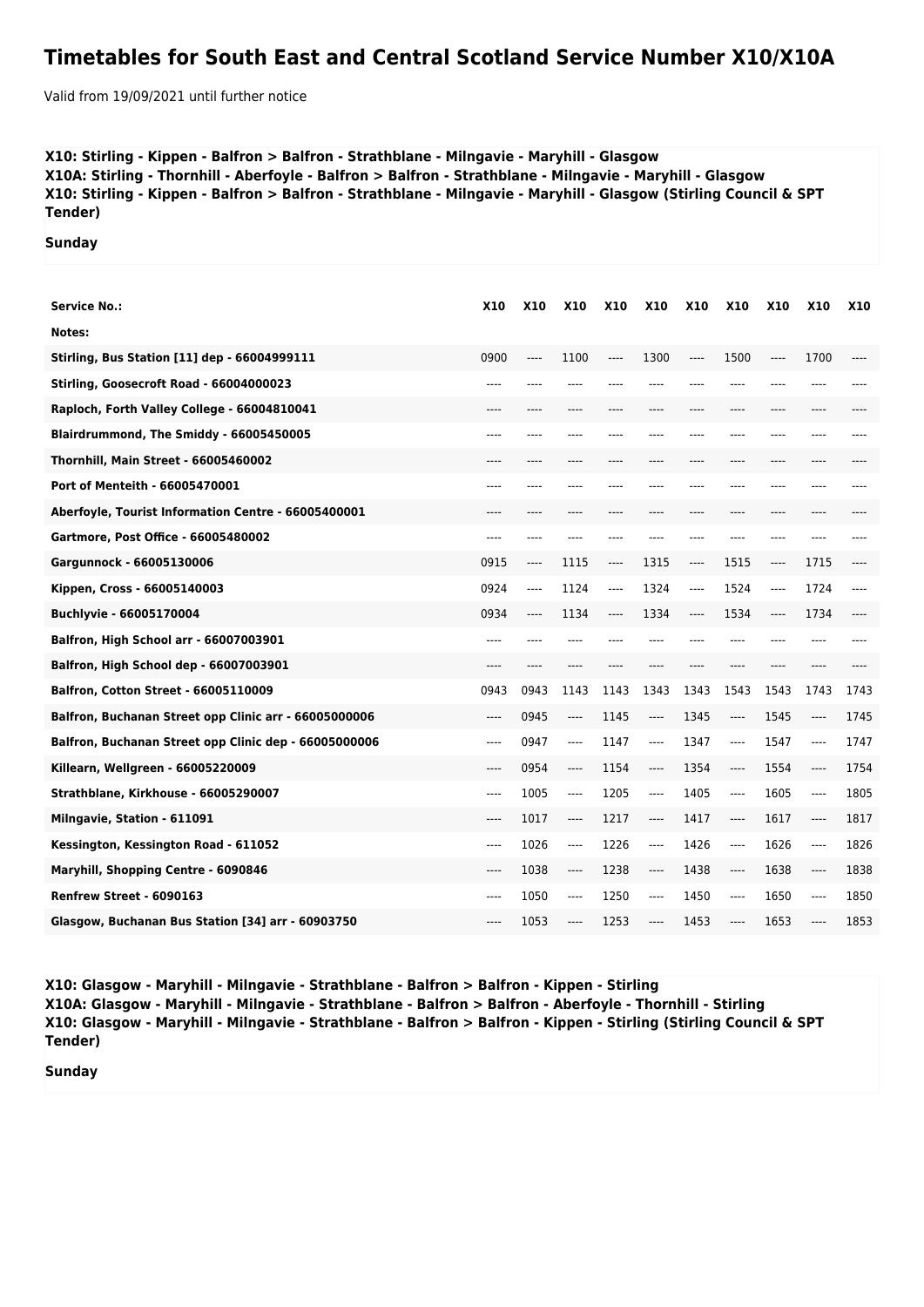# Timetables for South East and Central Scotland Service Number X10/X10A

Valid from 19/09/2021 until further notice

**X10: Stirling - Kippen - Balfron > Balfron - Strathblane - Milngavie - Maryhill - Glasgow**
**X10A: Stirling - Thornhill - Aberfoyle - Balfron > Balfron - Strathblane - Milngavie - Maryhill - Glasgow**
**X10: Stirling - Kippen - Balfron > Balfron - Strathblane - Milngavie - Maryhill - Glasgow (Stirling Council & SPT Tender)**

**Sunday**

| Service No.: | X10 | X10 | X10 | X10 | X10 | X10 | X10 | X10 | X10 | X10 |
|---|---|---|---|---|---|---|---|---|---|---|
| Notes: | | | | | | | | | | |
| Stirling, Bus Station [11] dep - 66004999111 | 0900 | ---- | 1100 | ---- | 1300 | ---- | 1500 | ---- | 1700 | ---- |
| Stirling, Goosecroft Road - 66004000023 | ---- | ---- | ---- | ---- | ---- | ---- | ---- | ---- | ---- | ---- |
| Raploch, Forth Valley College - 66004810041 | ---- | ---- | ---- | ---- | ---- | ---- | ---- | ---- | ---- | ---- |
| Blairdrummond, The Smiddy - 66005450005 | ---- | ---- | ---- | ---- | ---- | ---- | ---- | ---- | ---- | ---- |
| Thornhill, Main Street - 66005460002 | ---- | ---- | ---- | ---- | ---- | ---- | ---- | ---- | ---- | ---- |
| Port of Menteith - 66005470001 | ---- | ---- | ---- | ---- | ---- | ---- | ---- | ---- | ---- | ---- |
| Aberfoyle, Tourist Information Centre - 66005400001 | ---- | ---- | ---- | ---- | ---- | ---- | ---- | ---- | ---- | ---- |
| Gartmore, Post Office - 66005480002 | ---- | ---- | ---- | ---- | ---- | ---- | ---- | ---- | ---- | ---- |
| Gargunnock - 66005130006 | 0915 | ---- | 1115 | ---- | 1315 | ---- | 1515 | ---- | 1715 | ---- |
| Kippen, Cross - 66005140003 | 0924 | ---- | 1124 | ---- | 1324 | ---- | 1524 | ---- | 1724 | ---- |
| Buchlyvie - 66005170004 | 0934 | ---- | 1134 | ---- | 1334 | ---- | 1534 | ---- | 1734 | ---- |
| Balfron, High School arr - 66007003901 | ---- | ---- | ---- | ---- | ---- | ---- | ---- | ---- | ---- | ---- |
| Balfron, High School dep - 66007003901 | ---- | ---- | ---- | ---- | ---- | ---- | ---- | ---- | ---- | ---- |
| Balfron, Cotton Street - 66005110009 | 0943 | 0943 | 1143 | 1143 | 1343 | 1343 | 1543 | 1543 | 1743 | 1743 |
| Balfron, Buchanan Street opp Clinic arr - 66005000006 | ---- | 0945 | ---- | 1145 | ---- | 1345 | ---- | 1545 | ---- | 1745 |
| Balfron, Buchanan Street opp Clinic dep - 66005000006 | ---- | 0947 | ---- | 1147 | ---- | 1347 | ---- | 1547 | ---- | 1747 |
| Killearn, Wellgreen - 66005220009 | ---- | 0954 | ---- | 1154 | ---- | 1354 | ---- | 1554 | ---- | 1754 |
| Strathblane, Kirkhouse - 66005290007 | ---- | 1005 | ---- | 1205 | ---- | 1405 | ---- | 1605 | ---- | 1805 |
| Milngavie, Station - 611091 | ---- | 1017 | ---- | 1217 | ---- | 1417 | ---- | 1617 | ---- | 1817 |
| Kessington, Kessington Road - 611052 | ---- | 1026 | ---- | 1226 | ---- | 1426 | ---- | 1626 | ---- | 1826 |
| Maryhill, Shopping Centre - 6090846 | ---- | 1038 | ---- | 1238 | ---- | 1438 | ---- | 1638 | ---- | 1838 |
| Renfrew Street - 6090163 | ---- | 1050 | ---- | 1250 | ---- | 1450 | ---- | 1650 | ---- | 1850 |
| Glasgow, Buchanan Bus Station [34] arr - 60903750 | ---- | 1053 | ---- | 1253 | ---- | 1453 | ---- | 1653 | ---- | 1853 |

**X10: Glasgow - Maryhill - Milngavie - Strathblane - Balfron > Balfron - Kippen - Stirling**
**X10A: Glasgow - Maryhill - Milngavie - Strathblane - Balfron > Balfron - Aberfoyle - Thornhill - Stirling**
**X10: Glasgow - Maryhill - Milngavie - Strathblane - Balfron > Balfron - Kippen - Stirling (Stirling Council & SPT Tender)**

**Sunday**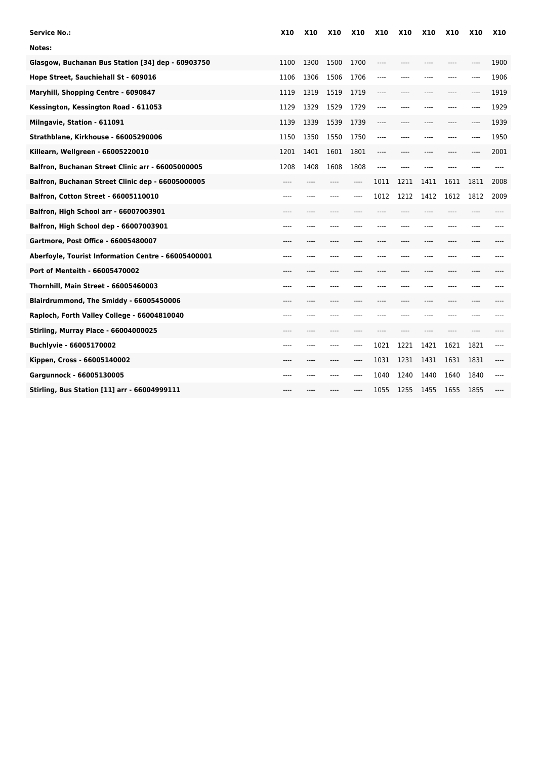| Service No.: | X10 | X10 | X10 | X10 | X10 | X10 | X10 | X10 | X10 | X10 |
|---|---|---|---|---|---|---|---|---|---|---|
| Notes: | | | | | | | | | | |
| Glasgow, Buchanan Bus Station [34] dep - 60903750 | 1100 | 1300 | 1500 | 1700 | ---- | ---- | ---- | ---- | ---- | 1900 |
| Hope Street, Sauchiehall St - 609016 | 1106 | 1306 | 1506 | 1706 | ---- | ---- | ---- | ---- | ---- | 1906 |
| Maryhill, Shopping Centre - 6090847 | 1119 | 1319 | 1519 | 1719 | ---- | ---- | ---- | ---- | ---- | 1919 |
| Kessington, Kessington Road - 611053 | 1129 | 1329 | 1529 | 1729 | ---- | ---- | ---- | ---- | ---- | 1929 |
| Milngavie, Station - 611091 | 1139 | 1339 | 1539 | 1739 | ---- | ---- | ---- | ---- | ---- | 1939 |
| Strathblane, Kirkhouse - 66005290006 | 1150 | 1350 | 1550 | 1750 | ---- | ---- | ---- | ---- | ---- | 1950 |
| Killearn, Wellgreen - 66005220010 | 1201 | 1401 | 1601 | 1801 | ---- | ---- | ---- | ---- | ---- | 2001 |
| Balfron, Buchanan Street Clinic arr - 66005000005 | 1208 | 1408 | 1608 | 1808 | ---- | ---- | ---- | ---- | ---- | ---- |
| Balfron, Buchanan Street Clinic dep - 66005000005 | ---- | ---- | ---- | ---- | 1011 | 1211 | 1411 | 1611 | 1811 | 2008 |
| Balfron, Cotton Street - 66005110010 | ---- | ---- | ---- | ---- | 1012 | 1212 | 1412 | 1612 | 1812 | 2009 |
| Balfron, High School arr - 66007003901 | ---- | ---- | ---- | ---- | ---- | ---- | ---- | ---- | ---- | ---- |
| Balfron, High School dep - 66007003901 | ---- | ---- | ---- | ---- | ---- | ---- | ---- | ---- | ---- | ---- |
| Gartmore, Post Office - 66005480007 | ---- | ---- | ---- | ---- | ---- | ---- | ---- | ---- | ---- | ---- |
| Aberfoyle, Tourist Information Centre - 66005400001 | ---- | ---- | ---- | ---- | ---- | ---- | ---- | ---- | ---- | ---- |
| Port of Menteith - 66005470002 | ---- | ---- | ---- | ---- | ---- | ---- | ---- | ---- | ---- | ---- |
| Thornhill, Main Street - 66005460003 | ---- | ---- | ---- | ---- | ---- | ---- | ---- | ---- | ---- | ---- |
| Blairdrummond, The Smiddy - 66005450006 | ---- | ---- | ---- | ---- | ---- | ---- | ---- | ---- | ---- | ---- |
| Raploch, Forth Valley College - 66004810040 | ---- | ---- | ---- | ---- | ---- | ---- | ---- | ---- | ---- | ---- |
| Stirling, Murray Place - 66004000025 | ---- | ---- | ---- | ---- | ---- | ---- | ---- | ---- | ---- | ---- |
| Buchlyvie - 66005170002 | ---- | ---- | ---- | ---- | 1021 | 1221 | 1421 | 1621 | 1821 | ---- |
| Kippen, Cross - 66005140002 | ---- | ---- | ---- | ---- | 1031 | 1231 | 1431 | 1631 | 1831 | ---- |
| Gargunnock - 66005130005 | ---- | ---- | ---- | ---- | 1040 | 1240 | 1440 | 1640 | 1840 | ---- |
| Stirling, Bus Station [11] arr - 66004999111 | ---- | ---- | ---- | ---- | 1055 | 1255 | 1455 | 1655 | 1855 | ---- |